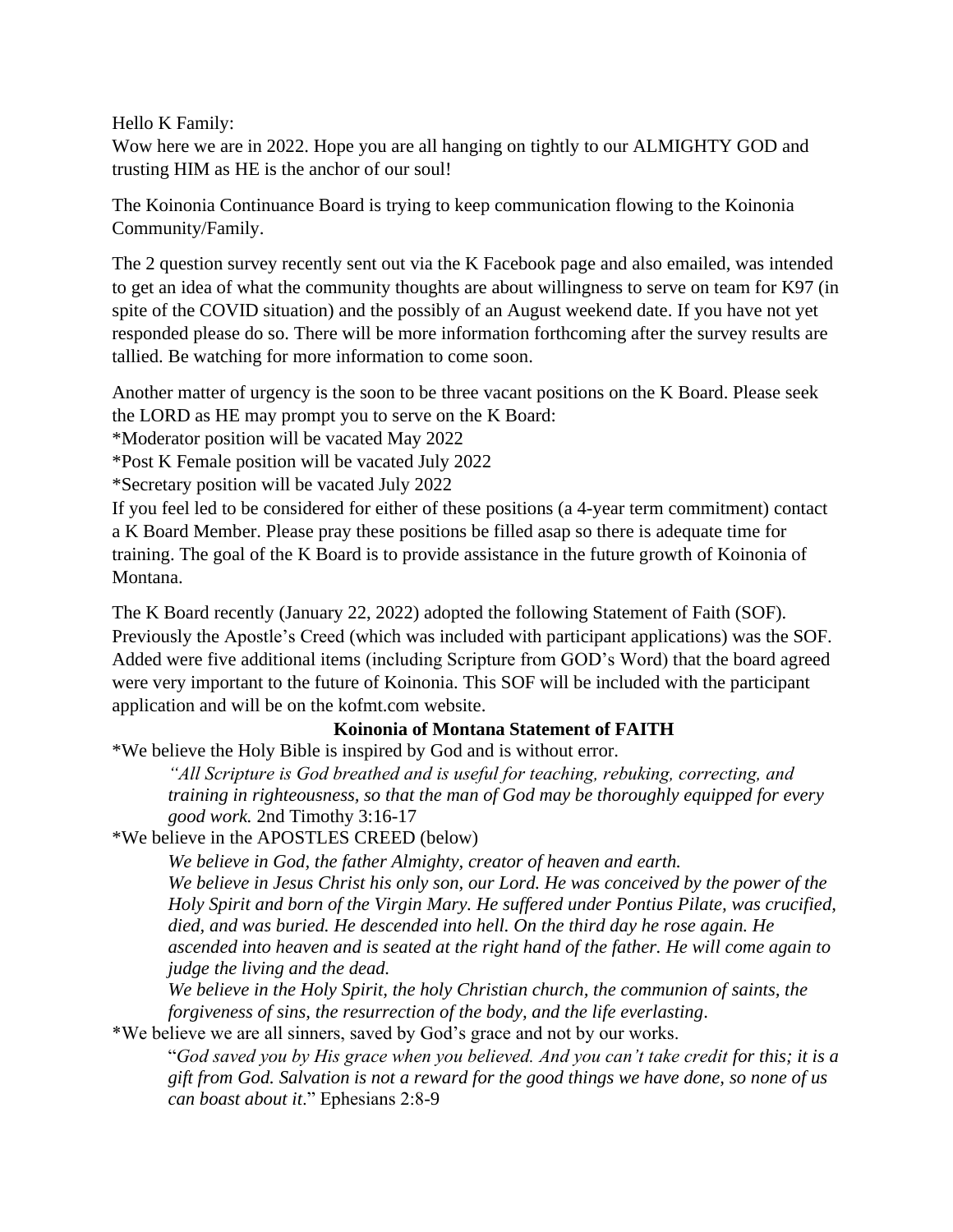Hello K Family:
Wow here we are in 2022. Hope you are all hanging on tightly to our ALMIGHTY GOD and trusting HIM as HE is the anchor of our soul!

The Koinonia Continuance Board is trying to keep communication flowing to the Koinonia Community/Family.

The 2 question survey recently sent out via the K Facebook page and also emailed, was intended to get an idea of what the community thoughts are about willingness to serve on team for K97 (in spite of the COVID situation) and the possibly of an August weekend date. If you have not yet responded please do so. There will be more information forthcoming after the survey results are tallied. Be watching for more information to come soon.

Another matter of urgency is the soon to be three vacant positions on the K Board. Please seek the LORD as HE may prompt you to serve on the K Board:
*Moderator position will be vacated May 2022
*Post K Female position will be vacated July 2022
*Secretary position will be vacated July 2022
If you feel led to be considered for either of these positions (a 4-year term commitment) contact a K Board Member. Please pray these positions be filled asap so there is adequate time for training. The goal of the K Board is to provide assistance in the future growth of Koinonia of Montana.

The K Board recently (January 22, 2022) adopted the following Statement of Faith (SOF). Previously the Apostle's Creed (which was included with participant applications) was the SOF. Added were five additional items (including Scripture from GOD's Word) that the board agreed were very important to the future of Koinonia. This SOF will be included with the participant application and will be on the kofmt.com website.

**Koinonia of Montana Statement of FAITH**

*We believe the Holy Bible is inspired by God and is without error.

> *"All Scripture is God breathed and is useful for teaching, rebuking, correcting, and training in righteousness, so that the man of God may be thoroughly equipped for every good work.* 2nd Timothy 3:16-17

*We believe in the APOSTLES CREED (below)

> *We believe in God, the father Almighty, creator of heaven and earth.*
> *We believe in Jesus Christ his only son, our Lord. He was conceived by the power of the Holy Spirit and born of the Virgin Mary. He suffered under Pontius Pilate, was crucified, died, and was buried. He descended into hell. On the third day he rose again. He ascended into heaven and is seated at the right hand of the father. He will come again to judge the living and the dead.*
> *We believe in the Holy Spirit, the holy Christian church, the communion of saints, the forgiveness of sins, the resurrection of the body, and the life everlasting.*

*We believe we are all sinners, saved by God's grace and not by our works.

> "*God saved you by His grace when you believed. And you can't take credit for this; it is a gift from God. Salvation is not a reward for the good things we have done, so none of us can boast about it.*" Ephesians 2:8-9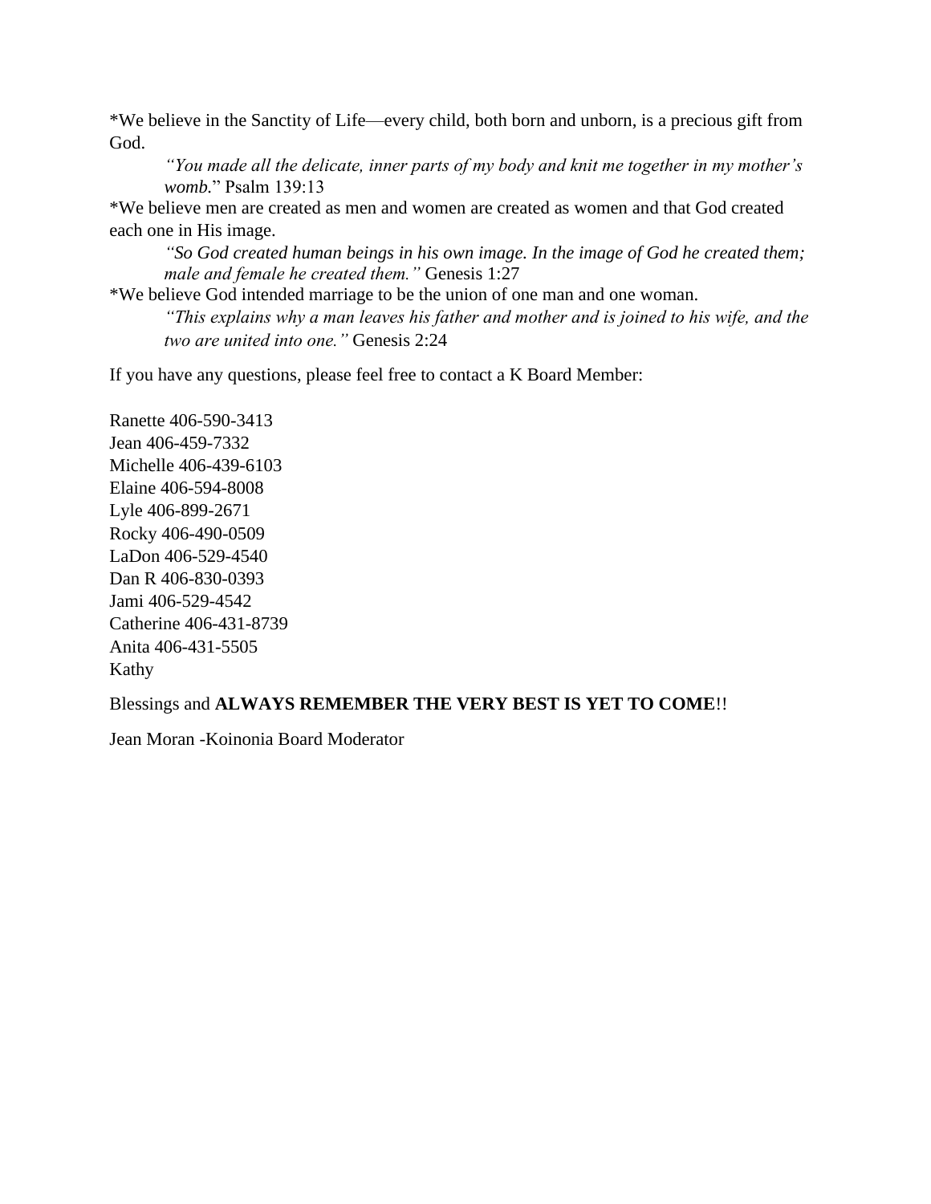*We believe in the Sanctity of Life—every child, both born and unborn, is a precious gift from God.

> *"You made all the delicate, inner parts of my body and knit me together in my mother's womb.*" Psalm 139:13

*We believe men are created as men and women are created as women and that God created each one in His image.

> *"So God created human beings in his own image. In the image of God he created them; male and female he created them."* Genesis 1:27

*We believe God intended marriage to be the union of one man and one woman.

> *"This explains why a man leaves his father and mother and is joined to his wife, and the two are united into one."* Genesis 2:24

If you have any questions, please feel free to contact a K Board Member:

Ranette 406-590-3413
Jean 406-459-7332
Michelle 406-439-6103
Elaine 406-594-8008
Lyle 406-899-2671
Rocky 406-490-0509
LaDon 406-529-4540
Dan R 406-830-0393
Jami 406-529-4542
Catherine 406-431-8739
Anita 406-431-5505
Kathy

Blessings and **ALWAYS REMEMBER THE VERY BEST IS YET TO COME**!!

Jean Moran -Koinonia Board Moderator